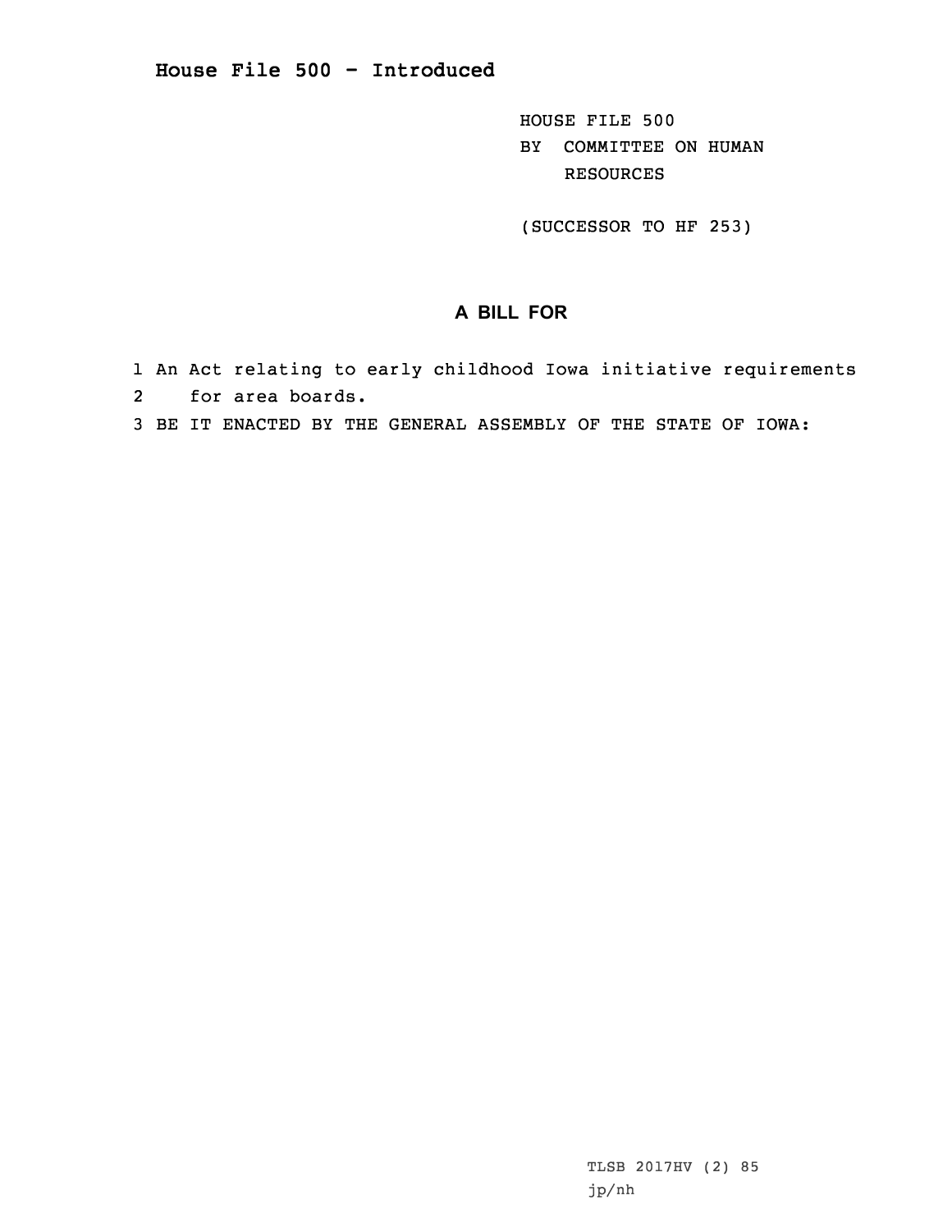**House File 500 - Introduced**

HOUSE FILE 500
BY COMMITTEE ON HUMAN RESOURCES

(SUCCESSOR TO HF 253)

## A BILL FOR

1 An Act relating to early childhood Iowa initiative requirements
2 for area boards.
3 BE IT ENACTED BY THE GENERAL ASSEMBLY OF THE STATE OF IOWA:

TLSB 2017HV (2) 85
jp/nh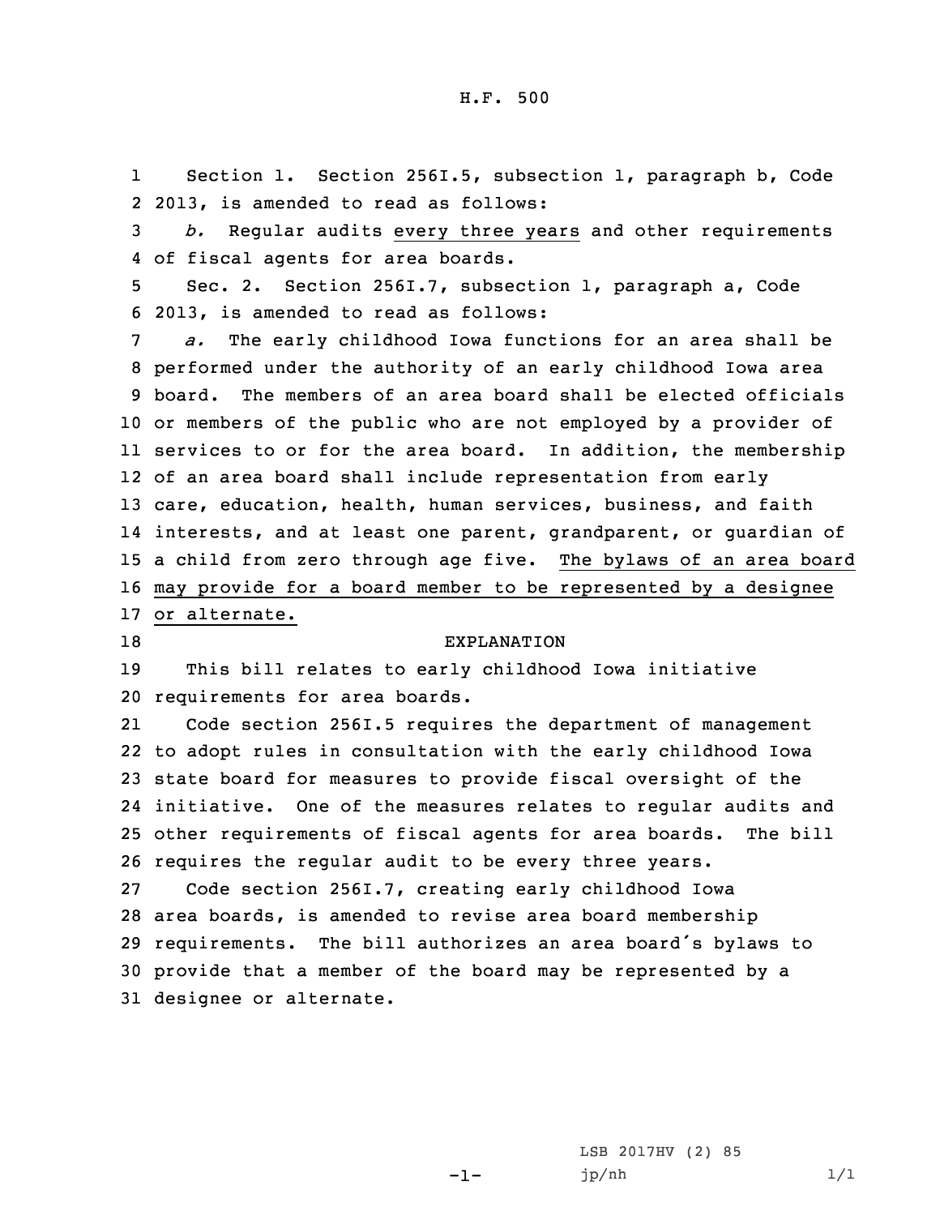Section 1. Section 256I.5, subsection 1, paragraph b, Code 2013, is amended to read as follows:

*b.* Regular audits every three years and other requirements of fiscal agents for area boards.

Sec. 2. Section 256I.7, subsection 1, paragraph a, Code 2013, is amended to read as follows:

*a.* The early childhood Iowa functions for an area shall be performed under the authority of an early childhood Iowa area board. The members of an area board shall be elected officials or members of the public who are not employed by a provider of services to or for the area board. In addition, the membership of an area board shall include representation from early care, education, health, human services, business, and faith interests, and at least one parent, grandparent, or guardian of a child from zero through age five. The bylaws of an area board may provide for a board member to be represented by a designee or alternate.

EXPLANATION

This bill relates to early childhood Iowa initiative requirements for area boards.

Code section 256I.5 requires the department of management to adopt rules in consultation with the early childhood Iowa state board for measures to provide fiscal oversight of the initiative. One of the measures relates to regular audits and other requirements of fiscal agents for area boards. The bill requires the regular audit to be every three years.

Code section 256I.7, creating early childhood Iowa area boards, is amended to revise area board membership requirements. The bill authorizes an area board's bylaws to provide that a member of the board may be represented by a designee or alternate.